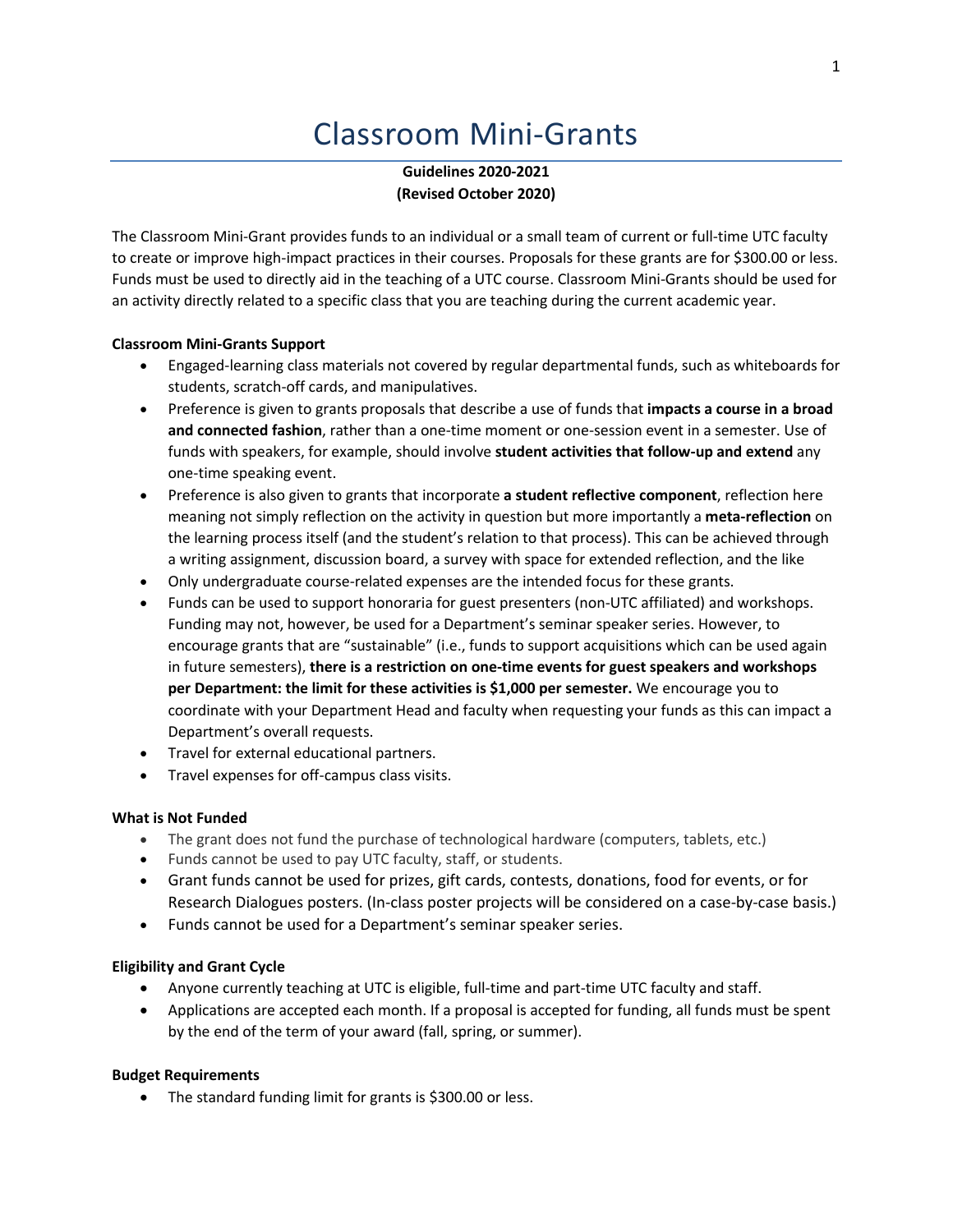# Classroom Mini-Grants

**Guidelines 2020-2021**
**(Revised October 2020)**

The Classroom Mini-Grant provides funds to an individual or a small team of current or full-time UTC faculty to create or improve high-impact practices in their courses. Proposals for these grants are for $300.00 or less. Funds must be used to directly aid in the teaching of a UTC course. Classroom Mini-Grants should be used for an activity directly related to a specific class that you are teaching during the current academic year.

**Classroom Mini-Grants Support**

- Engaged-learning class materials not covered by regular departmental funds, such as whiteboards for students, scratch-off cards, and manipulatives.
- Preference is given to grants proposals that describe a use of funds that **impacts a course in a broad and connected fashion**, rather than a one-time moment or one-session event in a semester. Use of funds with speakers, for example, should involve **student activities that follow-up and extend** any one-time speaking event.
- Preference is also given to grants that incorporate **a student reflective component**, reflection here meaning not simply reflection on the activity in question but more importantly a **meta-reflection** on the learning process itself (and the student's relation to that process). This can be achieved through a writing assignment, discussion board, a survey with space for extended reflection, and the like
- Only undergraduate course-related expenses are the intended focus for these grants.
- Funds can be used to support honoraria for guest presenters (non-UTC affiliated) and workshops. Funding may not, however, be used for a Department's seminar speaker series. However, to encourage grants that are "sustainable" (i.e., funds to support acquisitions which can be used again in future semesters), **there is a restriction on one-time events for guest speakers and workshops per Department: the limit for these activities is $1,000 per semester.** We encourage you to coordinate with your Department Head and faculty when requesting your funds as this can impact a Department's overall requests.
- Travel for external educational partners.
- Travel expenses for off-campus class visits.

**What is Not Funded**

- The grant does not fund the purchase of technological hardware (computers, tablets, etc.)
- Funds cannot be used to pay UTC faculty, staff, or students.
- Grant funds cannot be used for prizes, gift cards, contests, donations, food for events, or for Research Dialogues posters. (In-class poster projects will be considered on a case-by-case basis.)
- Funds cannot be used for a Department's seminar speaker series.

**Eligibility and Grant Cycle**

- Anyone currently teaching at UTC is eligible, full-time and part-time UTC faculty and staff.
- Applications are accepted each month. If a proposal is accepted for funding, all funds must be spent by the end of the term of your award (fall, spring, or summer).

**Budget Requirements**

- The standard funding limit for grants is $300.00 or less.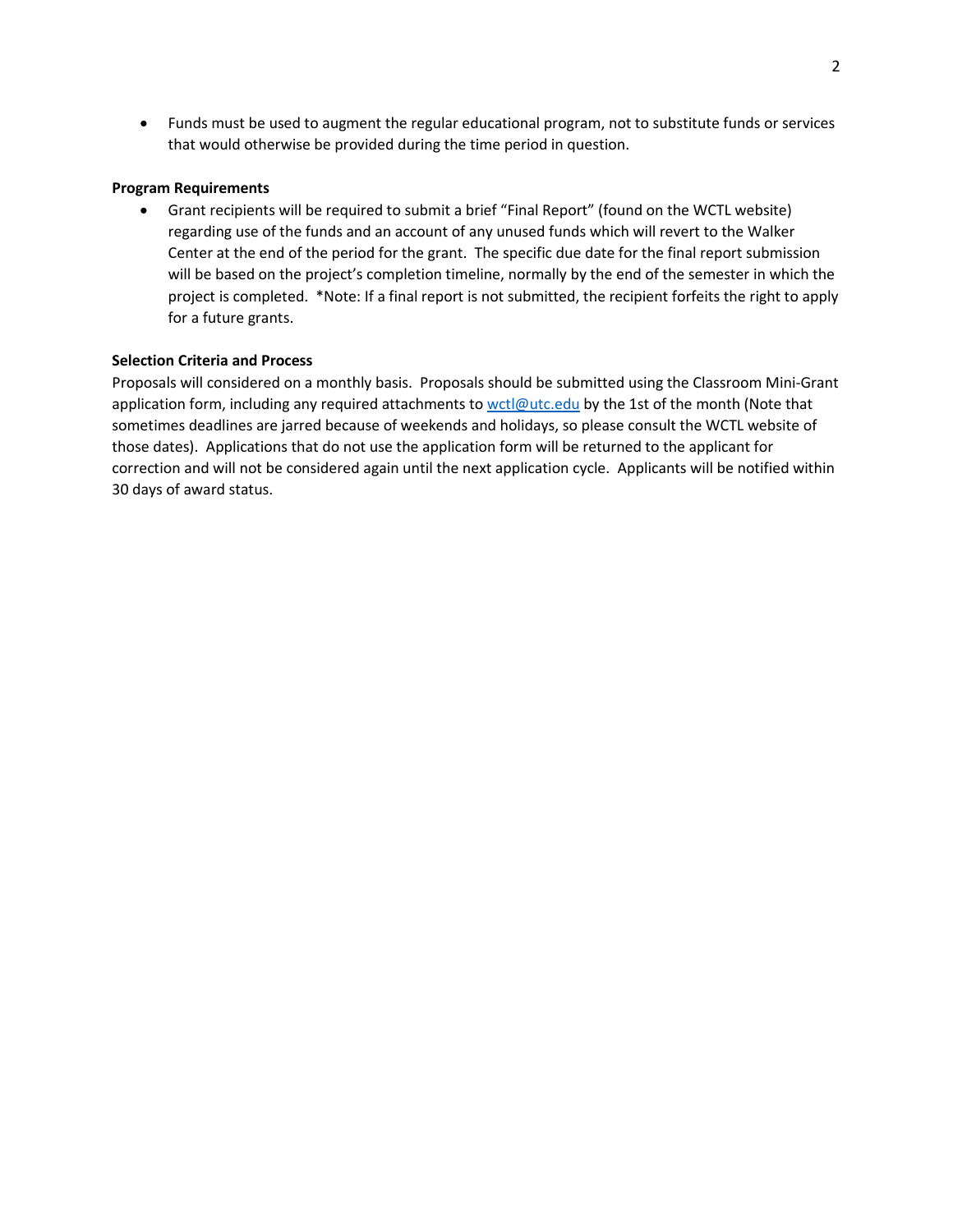- Funds must be used to augment the regular educational program, not to substitute funds or services that would otherwise be provided during the time period in question.

**Program Requirements**

- Grant recipients will be required to submit a brief "Final Report" (found on the WCTL website) regarding use of the funds and an account of any unused funds which will revert to the Walker Center at the end of the period for the grant. The specific due date for the final report submission will be based on the project's completion timeline, normally by the end of the semester in which the project is completed. *Note: If a final report is not submitted, the recipient forfeits the right to apply for a future grants.

**Selection Criteria and Process**

Proposals will considered on a monthly basis. Proposals should be submitted using the Classroom Mini-Grant application form, including any required attachments to [wctl@utc.edu](mailto:wctl@utc.edu) by the 1st of the month (Note that sometimes deadlines are jarred because of weekends and holidays, so please consult the WCTL website of those dates). Applications that do not use the application form will be returned to the applicant for correction and will not be considered again until the next application cycle. Applicants will be notified within 30 days of award status.